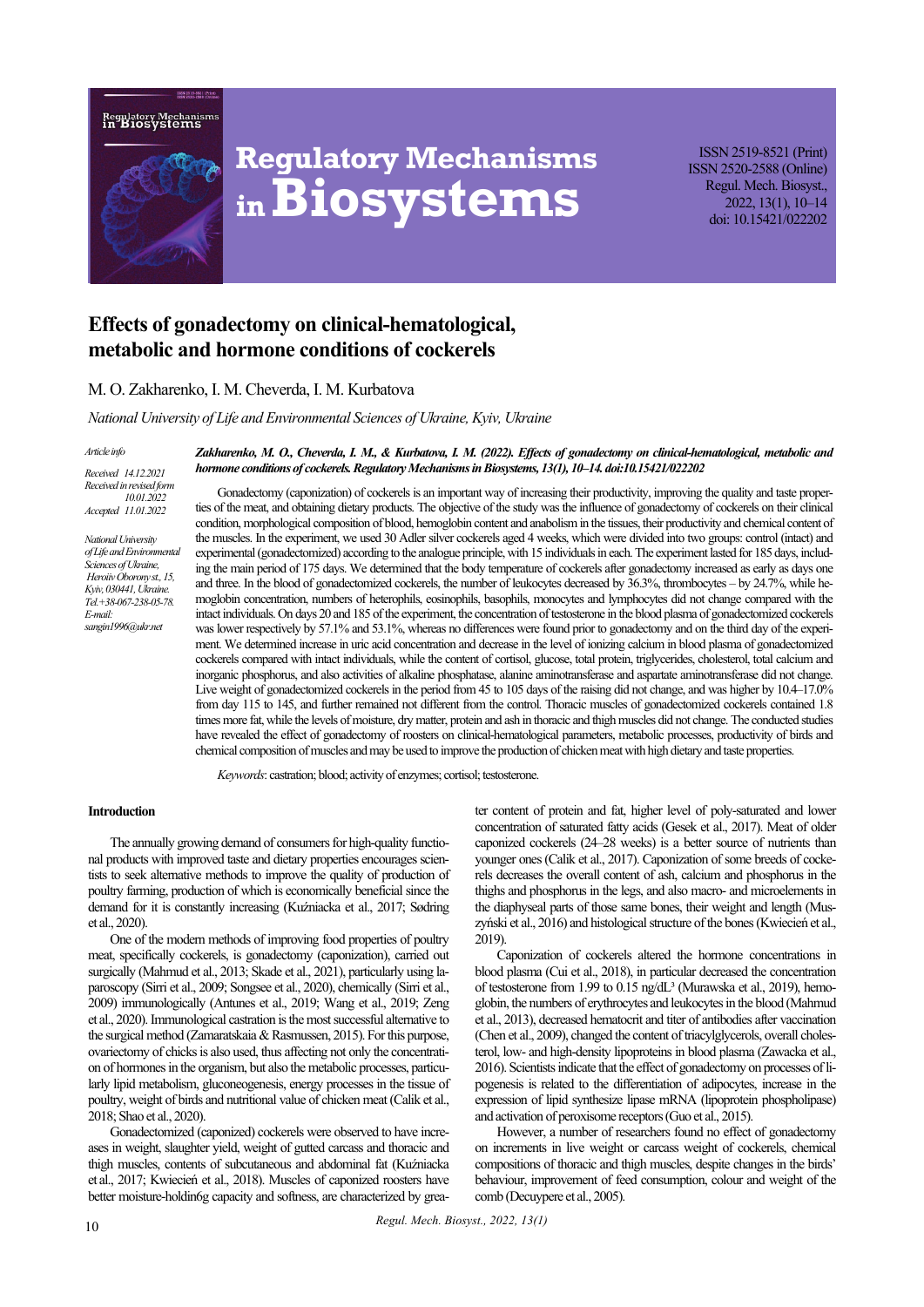# Effects of gonadectomy on clinical-hematological, metabolic and hormone conditions of cockerels

M. O. Zakharenko, I. M. Cheverda, I. M. Kurbatova

*National University of Life and Environmental Sciences of Ukraine, Kyiv, Ukraine*

*Article info*

*Received 14.12.2021*
*Received in revised form 10.01.2022*
*Accepted 11.01.2022*

*National University of Life and Environmental Sciences of Ukraine, Heroiv Oborony st., 15, Kyiv, 030441, Ukraine. Tel.:+38-067-238-05-78. E-mail: sangin1996@ukr.net*

***Zakharenko, M. O., Cheverda, I. M., & Kurbatova, I. M. (2022). Effects of gonadectomy on clinical-hematological, metabolic and hormone conditions of cockerels. Regulatory Mechanisms in Biosystems, 13(1), 10–14. doi:10.15421/022202***

Gonadectomy (caponization) of cockerels is an important way of increasing their productivity, improving the quality and taste properties of the meat, and obtaining dietary products. The objective of the study was the influence of gonadectomy of cockerels on their clinical condition, morphological composition of blood, hemoglobin content and anabolism in the tissues, their productivity and chemical content of the muscles. In the experiment, we used 30 Adler silver cockerels aged 4 weeks, which were divided into two groups: control (intact) and experimental (gonadectomized) according to the analogue principle, with 15 individuals in each. The experiment lasted for 185 days, including the main period of 175 days. We determined that the body temperature of cockerels after gonadectomy increased as early as days one and three. In the blood of gonadectomized cockerels, the number of leukocytes decreased by 36.3%, thrombocytes – by 24.7%, while hemoglobin concentration, numbers of heterophils, eosinophils, basophils, monocytes and lymphocytes did not change compared with the intact individuals. On days 20 and 185 of the experiment, the concentration of testosterone in the blood plasma of gonadectomized cockerels was lower respectively by 57.1% and 53.1%, whereas no differences were found prior to gonadectomy and on the third day of the experiment. We determined increase in uric acid concentration and decrease in the level of ionizing calcium in blood plasma of gonadectomized cockerels compared with intact individuals, while the content of cortisol, glucose, total protein, triglycerides, cholesterol, total calcium and inorganic phosphorus, and also activities of alkaline phosphatase, alanine aminotransferase and aspartate aminotransferase did not change. Live weight of gonadectomized cockerels in the period from 45 to 105 days of the raising did not change, and was higher by 10.4–17.0% from day 115 to 145, and further remained not different from the control. Thoracic muscles of gonadectomized cockerels contained 1.8 times more fat, while the levels of moisture, dry matter, protein and ash in thoracic and thigh muscles did not change. The conducted studies have revealed the effect of gonadectomy of roosters on clinical-hematological parameters, metabolic processes, productivity of birds and chemical composition of muscles and may be used to improve the production of chicken meat with high dietary and taste properties.

*Keywords*: castration; blood; activity of enzymes; cortisol; testosterone.

## Introduction

The annually growing demand of consumers for high-quality functional products with improved taste and dietary properties encourages scientists to seek alternative methods to improve the quality of production of poultry farming, production of which is economically beneficial since the demand for it is constantly increasing (Kuźniacka et al., 2017; Sødring et al., 2020).

One of the modern methods of improving food properties of poultry meat, specifically cockerels, is gonadectomy (caponization), carried out surgically (Mahmud et al., 2013; Skade et al., 2021), particularly using laparoscopy (Sirri et al., 2009; Songsee et al., 2020), chemically (Sirri et al., 2009) immunologically (Antunes et al., 2019; Wang et al., 2019; Zeng et al., 2020). Immunological castration is the most successful alternative to the surgical method (Zamaratskaia & Rasmussen, 2015). For this purpose, ovariectomy of chicks is also used, thus affecting not only the concentration of hormones in the organism, but also the metabolic processes, particularly lipid metabolism, gluconeogenesis, energy processes in the tissue of poultry, weight of birds and nutritional value of chicken meat (Calik et al., 2018; Shao et al., 2020).

Gonadectomized (caponized) cockerels were observed to have increases in weight, slaughter yield, weight of gutted carcass and thoracic and thigh muscles, contents of subcutaneous and abdominal fat (Kuźniacka et al., 2017; Kwiecień et al., 2018). Muscles of caponized roosters have better moisture-holdin6g capacity and softness, are characterized by greater content of protein and fat, higher level of poly-saturated and lower concentration of saturated fatty acids (Gesek et al., 2017). Meat of older caponized cockerels (24–28 weeks) is a better source of nutrients than younger ones (Calik et al., 2017). Caponization of some breeds of cockerels decreases the overall content of ash, calcium and phosphorus in the thighs and phosphorus in the legs, and also macro- and microelements in the diaphyseal parts of those same bones, their weight and length (Muszyński et al., 2016) and histological structure of the bones (Kwiecień et al., 2019).

Caponization of cockerels altered the hormone concentrations in blood plasma (Cui et al., 2018), in particular decreased the concentration of testosterone from 1.99 to 0.15 ng/dL³ (Murawska et al., 2019), hemoglobin, the numbers of erythrocytes and leukocytes in the blood (Mahmud et al., 2013), decreased hematocrit and titer of antibodies after vaccination (Chen et al., 2009), changed the content of triacylglycerols, overall cholesterol, low- and high-density lipoproteins in blood plasma (Zawacka et al., 2016). Scientists indicate that the effect of gonadectomy on processes of lipogenesis is related to the differentiation of adipocytes, increase in the expression of lipid synthesize lipase mRNA (lipoprotein phospholipase) and activation of peroxisome receptors (Guo et al., 2015).

However, a number of researchers found no effect of gonadectomy on increments in live weight or carcass weight of cockerels, chemical compositions of thoracic and thigh muscles, despite changes in the birds' behaviour, improvement of feed consumption, colour and weight of the comb (Decuypere et al., 2005).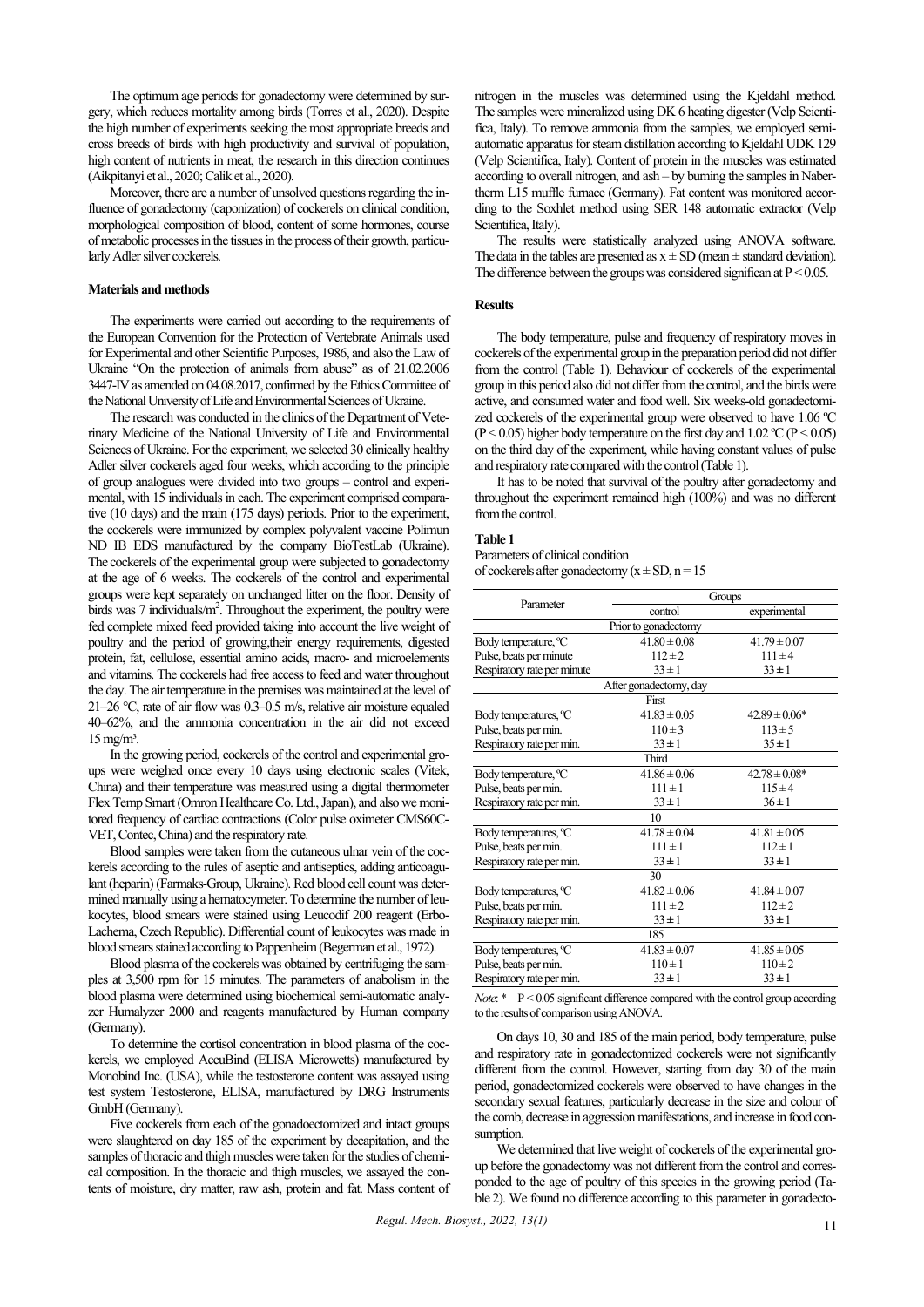The optimum age periods for gonadectomy were determined by surgery, which reduces mortality among birds (Torres et al., 2020). Despite the high number of experiments seeking the most appropriate breeds and cross breeds of birds with high productivity and survival of population, high content of nutrients in meat, the research in this direction continues (Aikpitanyi et al., 2020; Calik et al., 2020).

Moreover, there are a number of unsolved questions regarding the influence of gonadectomy (caponization) of cockerels on clinical condition, morphological composition of blood, content of some hormones, course of metabolic processes in the tissues in the process of their growth, particularly Adler silver cockerels.

## Materials and methods

The experiments were carried out according to the requirements of the European Convention for the Protection of Vertebrate Animals used for Experimental and other Scientific Purposes, 1986, and also the Law of Ukraine "On the protection of animals from abuse" as of 21.02.2006 3447-IV as amended on 04.08.2017, confirmed by the Ethics Committee of the National University of Life and Environmental Sciences of Ukraine.

The research was conducted in the clinics of the Department of Veterinary Medicine of the National University of Life and Environmental Sciences of Ukraine. For the experiment, we selected 30 clinically healthy Adler silver cockerels aged four weeks, which according to the principle of group analogues were divided into two groups – control and experimental, with 15 individuals in each. The experiment comprised comparative (10 days) and the main (175 days) periods. Prior to the experiment, the cockerels were immunized by complex polyvalent vaccine Polimun ND IB EDS manufactured by the company BioTestLab (Ukraine). The cockerels of the experimental group were subjected to gonadectomy at the age of 6 weeks. The cockerels of the control and experimental groups were kept separately on unchanged litter on the floor. Density of birds was 7 individuals/m$^2$. Throughout the experiment, the poultry were fed complete mixed feed provided taking into account the live weight of poultry and the period of growing,their energy requirements, digested protein, fat, cellulose, essential amino acids, macro- and microelements and vitamins. The cockerels had free access to feed and water throughout the day. The air temperature in the premises was maintained at the level of 21–26 °C, rate of air flow was 0.3–0.5 m/s, relative air moisture equaled 40–62%, and the ammonia concentration in the air did not exceed 15 mg/m$^3$.

In the growing period, cockerels of the control and experimental groups were weighed once every 10 days using electronic scales (Vitek, China) and their temperature was measured using a digital thermometer Flex Temp Smart (Omron Healthcare Co. Ltd., Japan), and also we monitored frequency of cardiac contractions (Color pulse oximeter CMS60C-VET, Contec, China) and the respiratory rate.

Blood samples were taken from the cutaneous ulnar vein of the cockerels according to the rules of aseptic and antiseptics, adding anticoagulant (heparin) (Farmaks-Group, Ukraine). Red blood cell count was determined manually using a hematocymeter. To determine the number of leukocytes, blood smears were stained using Leucodif 200 reagent (Erbo-Lachema, Czech Republic). Differential count of leukocytes was made in blood smears stained according to Pappenheim (Begerman et al., 1972).

Blood plasma of the cockerels was obtained by centrifuging the samples at 3,500 rpm for 15 minutes. The parameters of anabolism in the blood plasma were determined using biochemical semi-automatic analyzer Humalyzer 2000 and reagents manufactured by Human company (Germany).

To determine the cortisol concentration in blood plasma of the cockerels, we employed AccuBind (ELISA Microwetts) manufactured by Monobind Inc. (USA), while the testosterone content was assayed using test system Testosterone, ELISA, manufactured by DRG Instruments GmbH (Germany).

Five cockerels from each of the gonadoectomized and intact groups were slaughtered on day 185 of the experiment by decapitation, and the samples of thoracic and thigh muscles were taken for the studies of chemical composition. In the thoracic and thigh muscles, we assayed the contents of moisture, dry matter, raw ash, protein and fat. Mass content of nitrogen in the muscles was determined using the Kjeldahl method. The samples were mineralized using DK 6 heating digester (Velp Scientifica, Italy). To remove ammonia from the samples, we employed semi-automatic apparatus for steam distillation according to Kjeldahl UDK 129 (Velp Scientifica, Italy). Content of protein in the muscles was estimated according to overall nitrogen, and ash – by burning the samples in Nabertherm L15 muffle furnace (Germany). Fat content was monitored according to the Soxhlet method using SER 148 automatic extractor (Velp Scientifica, Italy).

The results were statistically analyzed using ANOVA software. The data in the tables are presented as x ± SD (mean ± standard deviation). The difference between the groups was considered significan at $P < 0.05$.

## Results

The body temperature, pulse and frequency of respiratory moves in cockerels of the experimental group in the preparation period did not differ from the control (Table 1). Behaviour of cockerels of the experimental group in this period also did not differ from the control, and the birds were active, and consumed water and food well. Six weeks-old gonadectomized cockerels of the experimental group were observed to have 1.06 ºC ($P < 0.05$) higher body temperature on the first day and 1.02 ºC ($P < 0.05$) on the third day of the experiment, while having constant values of pulse and respiratory rate compared with the control (Table 1).

It has to be noted that survival of the poultry after gonadectomy and throughout the experiment remained high (100%) and was no different from the control.

**Table 1**
Parameters of clinical condition of cockerels after gonadectomy (x ± SD, n = 15

| Parameter | Groups | |
|---|---|---|
| | control | experimental |
| Prior to gonadectomy | | |
| Body temperature, ºC | 41.80 ± 0.08 | 41.79 ± 0.07 |
| Pulse, beats per minute | 112 ± 2 | 111 ± 4 |
| Respiratory rate per minute | 33 ± 1 | 33 ± 1 |
| After gonadectomy, day | | |
| First | | |
| Body temperatures, ºC | 41.83 ± 0.05 | 42.89 ± 0.06* |
| Pulse, beats per min. | 110 ± 3 | 113 ± 5 |
| Respiratory rate per min. | 33 ± 1 | 35 ± 1 |
| Third | | |
| Body temperature, ºC | 41.86 ± 0.06 | 42.78 ± 0.08* |
| Pulse, beats per min. | 111 ± 1 | 115 ± 4 |
| Respiratory rate per min. | 33 ± 1 | 36 ± 1 |
| 10 | | |
| Body temperatures, ºC | 41.78 ± 0.04 | 41.81 ± 0.05 |
| Pulse, beats per min. | 111 ± 1 | 112 ± 1 |
| Respiratory rate per min. | 33 ± 1 | 33 ± 1 |
| 30 | | |
| Body temperatures, ºC | 41.82 ± 0.06 | 41.84 ± 0.07 |
| Pulse, beats per min. | 111 ± 2 | 112 ± 2 |
| Respiratory rate per min. | 33 ± 1 | 33 ± 1 |
| 185 | | |
| Body temperatures, ºC | 41.83 ± 0.07 | 41.85 ± 0.05 |
| Pulse, beats per min. | 110 ± 1 | 110 ± 2 |
| Respiratory rate per min. | 33 ± 1 | 33 ± 1 |

*Note*: * – $P < 0.05$ significant difference compared with the control group according to the results of comparison using ANOVA.

On days 10, 30 and 185 of the main period, body temperature, pulse and respiratory rate in gonadectomized cockerels were not significantly different from the control. However, starting from day 30 of the main period, gonadectomized cockerels were observed to have changes in the secondary sexual features, particularly decrease in the size and colour of the comb, decrease in aggression manifestations, and increase in food consumption.

We determined that live weight of cockerels of the experimental group before the gonadectomy was not different from the control and corresponded to the age of poultry of this species in the growing period (Table 2). We found no difference according to this parameter in gonadecto-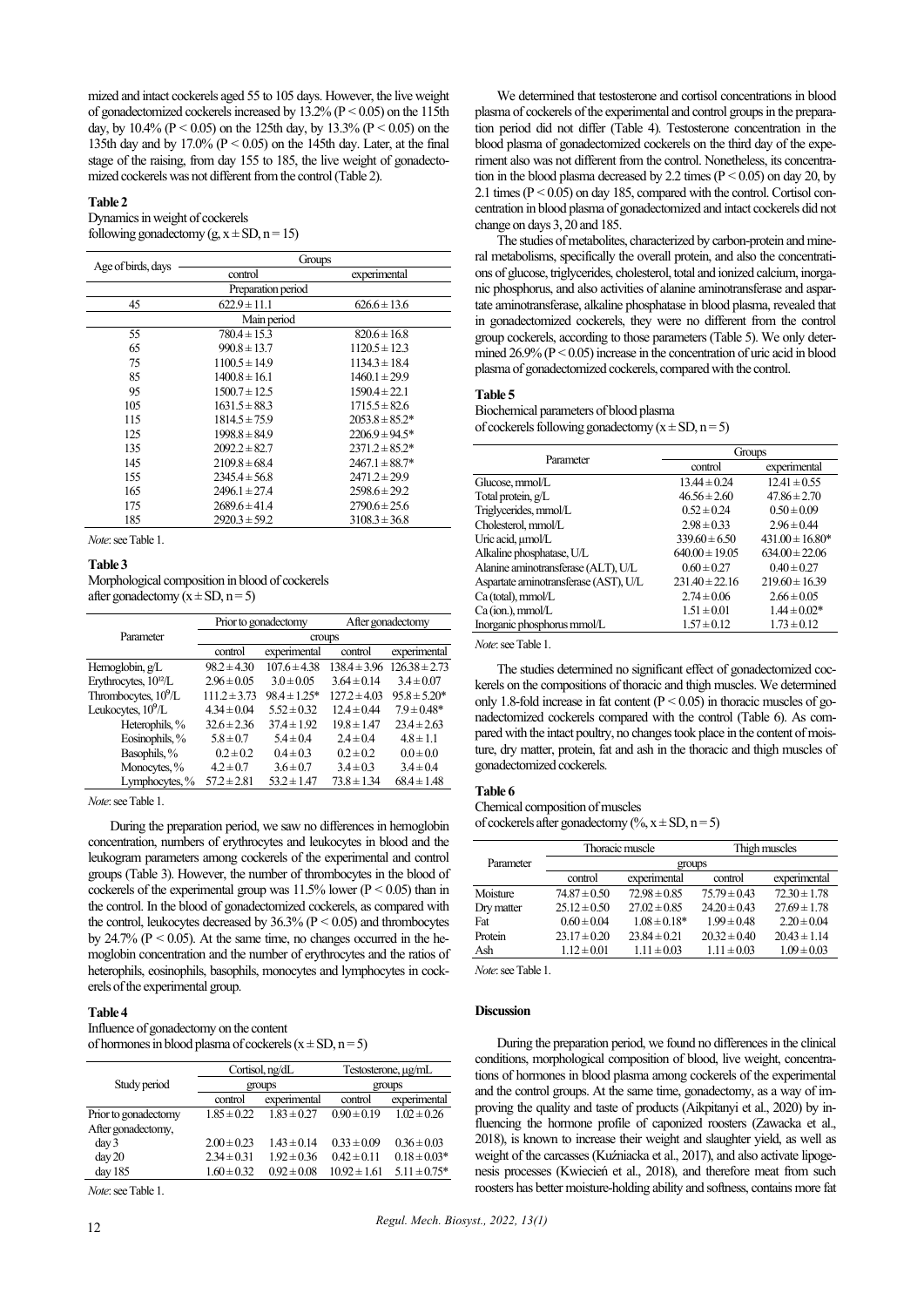mized and intact cockerels aged 55 to 105 days. However, the live weight of gonadectomized cockerels increased by 13.2% ($P < 0.05$) on the 115th day, by 10.4% ($P < 0.05$) on the 125th day, by 13.3% ($P < 0.05$) on the 135th day and by 17.0% ($P < 0.05$) on the 145th day. Later, at the final stage of the raising, from day 155 to 185, the live weight of gonadectomized cockerels was not different from the control (Table 2).

**Table 2**
Dynamics in weight of cockerels following gonadectomy (g, $x \pm SD$, n = 15)

| Age of birds, days | Groups | |
|---|---|---|
| | control | experimental |
| Preparation period | | |
| 45 | 622.9 ± 11.1 | 626.6 ± 13.6 |
| Main period | | |
| 55 | 780.4 ± 15.3 | 820.6 ± 16.8 |
| 65 | 990.8 ± 13.7 | 1120.5 ± 12.3 |
| 75 | 1100.5 ± 14.9 | 1134.3 ± 18.4 |
| 85 | 1400.8 ± 16.1 | 1460.1 ± 29.9 |
| 95 | 1500.7 ± 12.5 | 1590.4 ± 22.1 |
| 105 | 1631.5 ± 88.3 | 1715.5 ± 82.6 |
| 115 | 1814.5 ± 75.9 | 2053.8 ± 85.2* |
| 125 | 1998.8 ± 84.9 | 2206.9 ± 94.5* |
| 135 | 2092.2 ± 82.7 | 2371.2 ± 85.2* |
| 145 | 2109.8 ± 68.4 | 2467.1 ± 88.7* |
| 155 | 2345.4 ± 56.8 | 2471.2 ± 29.9 |
| 165 | 2496.1 ± 27.4 | 2598.6 ± 29.2 |
| 175 | 2689.6 ± 41.4 | 2790.6 ± 25.6 |
| 185 | 2920.3 ± 59.2 | 3108.3 ± 36.8 |

*Note*: see Table 1.

**Table 3**
Morphological composition in blood of cockerels after gonadectomy ($x \pm SD$, n = 5)

| Parameter | Prior to gonadectomy | | After gonadectomy | |
|---|---|---|---|---|
| | groups | | | |
| | control | experimental | control | experimental |
| Hemoglobin, g/L | 98.2 ± 4.30 | 107.6 ± 4.38 | 138.4 ± 3.96 | 126.38 ± 2.73 |
| Erythrocytes, $10^{12}$/L | 2.96 ± 0.05 | 3.0 ± 0.05 | 3.64 ± 0.14 | 3.4 ± 0.07 |
| Thrombocytes, $10^{9}$/L | 111.2 ± 3.73 | 98.4 ± 1.25* | 127.2 ± 4.03 | 95.8 ± 5.20* |
| Leukocytes, $10^{9}$/L | 4.34 ± 0.04 | 5.52 ± 0.32 | 12.4 ± 0.44 | 7.9 ± 0.48* |
| Heterophils, % | 32.6 ± 2.36 | 37.4 ± 1.92 | 19.8 ± 1.47 | 23.4 ± 2.63 |
| Eosinophils, % | 5.8 ± 0.7 | 5.4 ± 0.4 | 2.4 ± 0.4 | 4.8 ± 1.1 |
| Basophils, % | 0.2 ± 0.2 | 0.4 ± 0.3 | 0.2 ± 0.2 | 0.0 ± 0.0 |
| Monocytes, % | 4.2 ± 0.7 | 3.6 ± 0.7 | 3.4 ± 0.3 | 3.4 ± 0.4 |
| Lymphocytes, % | 57.2 ± 2.81 | 53.2 ± 1.47 | 73.8 ± 1.34 | 68.4 ± 1.48 |

*Note*: see Table 1.

During the preparation period, we saw no differences in hemoglobin concentration, numbers of erythrocytes and leukocytes in blood and the leukogram parameters among cockerels of the experimental and control groups (Table 3). However, the number of thrombocytes in the blood of cockerels of the experimental group was 11.5% lower ($P < 0.05$) than in the control. In the blood of gonadectomized cockerels, as compared with the control, leukocytes decreased by 36.3% ($P < 0.05$) and thrombocytes by 24.7% ($P < 0.05$). At the same time, no changes occurred in the hemoglobin concentration and the number of erythrocytes and the ratios of heterophils, eosinophils, basophils, monocytes and lymphocytes in cockerels of the experimental group.

**Table 4**
Influence of gonadectomy on the content of hormones in blood plasma of cockerels ($x \pm SD$, n = 5)

| Study period | Cortisol, ng/dL | | Testosterone, µg/mL | |
|---|---|---|---|---|
| | groups | | groups | |
| | control | experimental | control | experimental |
| Prior to gonadectomy | 1.85 ± 0.22 | 1.83 ± 0.27 | 0.90 ± 0.19 | 1.02 ± 0.26 |
| After gonadectomy, | | | | |
| day 3 | 2.00 ± 0.23 | 1.43 ± 0.14 | 0.33 ± 0.09 | 0.36 ± 0.03 |
| day 20 | 2.34 ± 0.31 | 1.92 ± 0.36 | 0.42 ± 0.11 | 0.18 ± 0.03* |
| day 185 | 1.60 ± 0.32 | 0.92 ± 0.08 | 10.92 ± 1.61 | 5.11 ± 0.75* |

*Note*: see Table 1.

We determined that testosterone and cortisol concentrations in blood plasma of cockerels of the experimental and control groups in the preparation period did not differ (Table 4). Testosterone concentration in the blood plasma of gonadectomized cockerels on the third day of the experiment also was not different from the control. Nonetheless, its concentration in the blood plasma decreased by 2.2 times ($P < 0.05$) on day 20, by 2.1 times ($P < 0.05$) on day 185, compared with the control. Cortisol concentration in blood plasma of gonadectomized and intact cockerels did not change on days 3, 20 and 185.

The studies of metabolites, characterized by carbon-protein and mineral metabolisms, specifically the overall protein, and also the concentrations of glucose, triglycerides, cholesterol, total and ionized calcium, inorganic phosphorus, and also activities of alanine aminotransferase and aspartate aminotransferase, alkaline phosphatase in blood plasma, revealed that in gonadectomized cockerels, they were no different from the control group cockerels, according to those parameters (Table 5). We only determined 26.9% ($P < 0.05$) increase in the concentration of uric acid in blood plasma of gonadectomized cockerels, compared with the control.

**Table 5**
Biochemical parameters of blood plasma of cockerels following gonadectomy ($x \pm SD$, n = 5)

| Parameter | Groups | |
|---|---|---|
| | control | experimental |
| Glucose, mmol/L | 13.44 ± 0.24 | 12.41 ± 0.55 |
| Total protein, g/L | 46.56 ± 2.60 | 47.86 ± 2.70 |
| Triglycerides, mmol/L | 0.52 ± 0.24 | 0.50 ± 0.09 |
| Cholesterol, mmol/L | 2.98 ± 0.33 | 2.96 ± 0.44 |
| Uric acid, µmol/L | 339.60 ± 6.50 | 431.00 ± 16.80* |
| Alkaline phosphatase, U/L | 640.00 ± 19.05 | 634.00 ± 22.06 |
| Alanine aminotransferase (ALT), U/L | 0.60 ± 0.27 | 0.40 ± 0.27 |
| Aspartate aminotransferase (AST), U/L | 231.40 ± 22.16 | 219.60 ± 16.39 |
| Ca (total), mmol/L | 2.74 ± 0.06 | 2.66 ± 0.05 |
| Ca (ion.), mmol/L | 1.51 ± 0.01 | 1.44 ± 0.02* |
| Inorganic phosphorus mmol/L | 1.57 ± 0.12 | 1.73 ± 0.12 |

*Note*: see Table 1.

The studies determined no significant effect of gonadectomized cockerels on the compositions of thoracic and thigh muscles. We determined only 1.8-fold increase in fat content ($P < 0.05$) in thoracic muscles of gonadectomized cockerels compared with the control (Table 6). As compared with the intact poultry, no changes took place in the content of moisture, dry matter, protein, fat and ash in the thoracic and thigh muscles of gonadectomized cockerels.

**Table 6**
Chemical composition of muscles of cockerels after gonadectomy (%, $x \pm SD$, n = 5)

| Parameter | Thoracic muscle | | Thigh muscles | |
|---|---|---|---|---|
| | groups | | | |
| | control | experimental | control | experimental |
| Moisture | 74.87 ± 0.50 | 72.98 ± 0.85 | 75.79 ± 0.43 | 72.30 ± 1.78 |
| Dry matter | 25.12 ± 0.50 | 27.02 ± 0.85 | 24.20 ± 0.43 | 27.69 ± 1.78 |
| Fat | 0.60 ± 0.04 | 1.08 ± 0.18* | 1.99 ± 0.48 | 2.20 ± 0.04 |
| Protein | 23.17 ± 0.20 | 23.84 ± 0.21 | 20.32 ± 0.40 | 20.43 ± 1.14 |
| Ash | 1.12 ± 0.01 | 1.11 ± 0.03 | 1.11 ± 0.03 | 1.09 ± 0.03 |

*Note*: see Table 1.

## Discussion

During the preparation period, we found no differences in the clinical conditions, morphological composition of blood, live weight, concentrations of hormones in blood plasma among cockerels of the experimental and the control groups. At the same time, gonadectomy, as a way of improving the quality and taste of products (Aikpitanyi et al., 2020) by influencing the hormone profile of caponized roosters (Zawacka et al., 2018), is known to increase their weight and slaughter yield, as well as weight of the carcasses (Kuźniacka et al., 2017), and also activate lipogenesis processes (Kwiecień et al., 2018), and therefore meat from such roosters has better moisture-holding ability and softness, contains more fat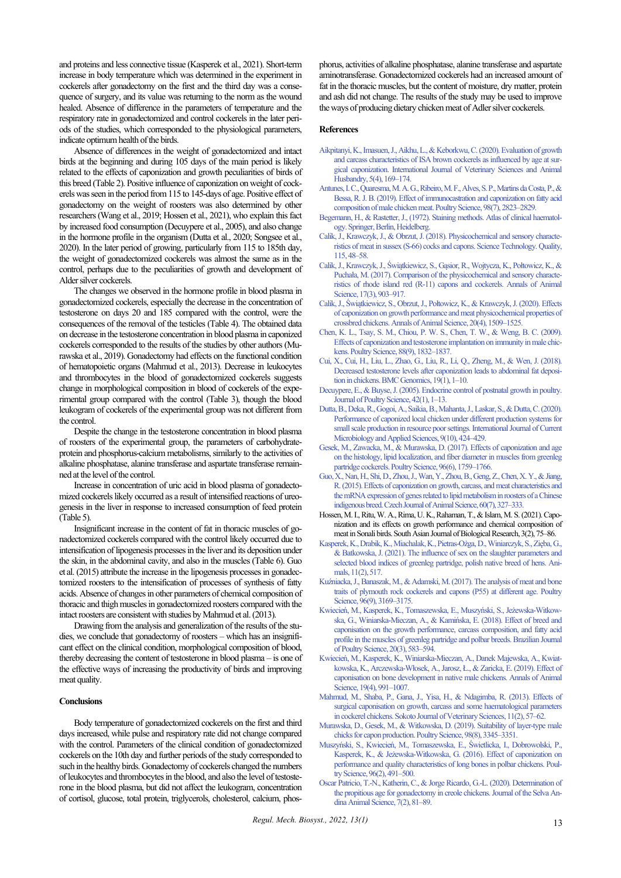and proteins and less connective tissue (Kasperek et al., 2021). Short-term increase in body temperature which was determined in the experiment in cockerels after gonadectomy on the first and the third day was a consequence of surgery, and its value was returning to the norm as the wound healed. Absence of difference in the parameters of temperature and the respiratory rate in gonadectomized and control cockerels in the later periods of the studies, which corresponded to the physiological parameters, indicate optimum health of the birds.

Absence of differences in the weight of gonadectomized and intact birds at the beginning and during 105 days of the main period is likely related to the effects of caponization and growth peculiarities of birds of this breed (Table 2). Positive influence of caponization on weight of cockerels was seen in the period from 115 to 145-days of age. Positive effect of gonadectomy on the weight of roosters was also determined by other researchers (Wang et al., 2019; Hossen et al., 2021), who explain this fact by increased food consumption (Decuypere et al., 2005), and also change in the hormone profile in the organism (Dutta et al., 2020; Songsee et al., 2020). In the later period of growing, particularly from 115 to 185th day, the weight of gonadectomized cockerels was almost the same as in the control, perhaps due to the peculiarities of growth and development of Adler silver cockerels.

The changes we observed in the hormone profile in blood plasma in gonadectomized cockerels, especially the decrease in the concentration of testosterone on days 20 and 185 compared with the control, were the consequences of the removal of the testicles (Table 4). The obtained data on decrease in the testosterone concentration in blood plasma in caponized cockerels corresponded to the results of the studies by other authors (Murawska et al., 2019). Gonadectomy had effects on the functional condition of hematopoietic organs (Mahmud et al., 2013). Decrease in leukocytes and thrombocytes in the blood of gonadectomized cockerels suggests change in morphological composition in blood of cockerels of the experimental group compared with the control (Table 3), though the blood leukogram of cockerels of the experimental group was not different from the control.

Despite the change in the testosterone concentration in blood plasma of roosters of the experimental group, the parameters of carbohydrate-protein and phosphorus-calcium metabolisms, similarly to the activities of alkaline phosphatase, alanine transferase and aspartate transferase remained at the level of the control.

Increase in concentration of uric acid in blood plasma of gonadectomized cockerels likely occurred as a result of intensified reactions of ureogenesis in the liver in response to increased consumption of feed protein (Table 5).

Insignificant increase in the content of fat in thoracic muscles of gonadectomized cockerels compared with the control likely occurred due to intensification of lipogenesis processes in the liver and its deposition under the skin, in the abdominal cavity, and also in the muscles (Table 6). Guo et al. (2015) attribute the increase in the lipogenesis processes in gonadectomized roosters to the intensification of processes of synthesis of fatty acids. Absence of changes in other parameters of chemical composition of thoracic and thigh muscles in gonadectomized roosters compared with the intact roosters are consistent with studies by Mahmud et al. (2013).

Drawing from the analysis and generalization of the results of the studies, we conclude that gonadectomy of roosters – which has an insignificant effect on the clinical condition, morphological composition of blood, thereby decreasing the content of testosterone in blood plasma – is one of the effective ways of increasing the productivity of birds and improving meat quality.

## Conclusions

Body temperature of gonadectomized cockerels on the first and third days increased, while pulse and respiratory rate did not change compared with the control. Parameters of the clinical condition of gonadectomized cockerels on the 10th day and further periods of the study corresponded to such in the healthy birds. Gonadectomy of cockerels changed the numbers of leukocytes and thrombocytes in the blood, and also the level of testosterone in the blood plasma, but did not affect the leukogram, concentration of cortisol, glucose, total protein, triglycerols, cholesterol, calcium, phosphorus, activities of alkaline phosphatase, alanine transferase and aspartate aminotransferase. Gonadectomized cockerels had an increased amount of fat in the thoracic muscles, but the content of moisture, dry matter, protein and ash did not change. The results of the study may be used to improve the ways of producing dietary chicken meat of Adler silver cockerels.

## References

Aikpitanyi, K., Imasuen, J., Aikhu, L., & Keborkwu, C. (2020). Evaluation of growth and carcass characteristics of ISA brown cockerels as influenced by age at surgical caponization. International Journal of Veterinary Sciences and Animal Husbandry, 5(4), 169–174.

Antunes, I. C., Quaresma, M. A. G., Ribeiro, M. F., Alves, S. P., Martins da Costa, P., & Bessa, R. J. B. (2019). Effect of immunocastration and caponization on fatty acid composition of male chicken meat. Poultry Science, 98(7), 2823–2829.

Begemann, H., & Rastetter, J., (1972). Staining methods. Atlas of clinical haematology. Springer, Berlin, Heidelberg.

Calik, J., Krawczyk, J., & Obrzut, J. (2018). Physicochemical and sensory characteristics of meat in sussex (S-66) cocks and capons. Science Technology. Quality, 115, 48–58.

Calik, J., Krawczyk, J., Świątkiewicz, S., Gąsior, R., Wojtycza, K., Połtowicz, K., & Puchała, M. (2017). Comparison of the physicochemical and sensory characteristics of rhode island red (R-11) capons and cockerels. Annals of Animal Science, 17(3), 903–917.

Calik, J., Świątkiewicz, S., Obrzut, J., Połtowicz, K., & Krawczyk, J. (2020). Effects of caponization on growth performance and meat physicochemical properties of crossbred chickens. Annals of Animal Science, 20(4), 1509–1525.

Chen, K. L., Tsay, S. M., Chiou, P. W. S., Chen, T. W., & Weng, B. C. (2009). Effects of caponization and testosterone implantation on immunity in male chickens. Poultry Science, 88(9), 1832–1837.

Cui, X., Cui, H., Liu, L., Zhao, G., Liu, R., Li, Q., Zheng, M., & Wen, J. (2018). Decreased testosterone levels after caponization leads to abdominal fat deposition in chickens. BMC Genomics, 19(1), 1–10.

Decuypere, E., & Buyse, J. (2005). Endocrine control of postnatal growth in poultry. Journal of Poultry Science, 42(1), 1–13.

Dutta, B., Deka, R., Gogoi, A., Saikia, B., Mahanta, J., Laskar, S., & Dutta, C. (2020). Performance of caponized local chicken under different production systems for small scale production in resource poor settings. International Journal of Current Microbiology and Applied Sciences, 9(10), 424–429.

Gesek, M., Zawacka, M., & Murawska, D. (2017). Effects of caponization and age on the histology, lipid localization, and fiber diameter in muscles from greenleg partridge cockerels. Poultry Science, 96(6), 1759–1766.

Guo, X., Nan, H., Shi, D., Zhou, J., Wan, Y., Zhou, B., Geng, Z., Chen, X. Y., & Jiang, R. (2015). Effects of caponization on growth, carcass, and meat characteristics and the mRNA expression of genes related to lipid metabolism in roosters of a Chinese indigenous breed. Czech Journal of Animal Science, 60(7), 327–333.

Hossen, M. I., Ritu, W. A., Rima, U. K., Rahaman, T., & Islam, M. S. (2021). Caponization and its effects on growth performance and chemical composition of meat in Sonali birds. South Asian Journal of Biological Research, 3(2), 75–86.

Kasperek, K., Drabik, K., Miachalak, K., Pietras-Ożga, D., Winiarczyk, S., Zięba, G., & Batkowska, J. (2021). The influence of sex on the slaughter parameters and selected blood indices of greenleg partridge, polish native breed of hens. Animals, 11(2), 517.

Kuźniacka, J., Banaszak, M., & Adamski, M. (2017). The analysis of meat and bone traits of plymouth rock cockerels and capons (P55) at different age. Poultry Science, 96(9), 3169–3175.

Kwiecień, M., Kasperek, K., Tomaszewska, E., Muszyński, S., Jeżewska-Witkowska, G., Winiarska-Mieczan, A., & Kamińska, E. (2018). Effect of breed and caponisation on the growth performance, carcass composition, and fatty acid profile in the muscles of greenleg partridge and polbar breeds. Brazilian Journal of Poultry Science, 20(3), 583–594.

Kwiecień, M., Kasperek, K., Winiarska-Mieczan, A., Danek Majewska, A., Kwiatkowska, K., Arczewska-Włosek, A., Jarosz, Ł., & Zaricka, E. (2019). Effect of caponisation on bone development in native male chickens. Annals of Animal Science, 19(4), 991–1007.

Mahmud, M., Shaba, P., Gana, J., Yisa, H., & Ndagimba, R. (2013). Effects of surgical caponisation on growth, carcass and some haematological parameters in cockerel chickens. Sokoto Journal of Veterinary Sciences, 11(2), 57–62.

Murawska, D., Gesek, M., & Witkowska, D. (2019). Suitability of layer-type male chicks for capon production. Poultry Science, 98(8), 3345–3351.

Muszyński, S., Kwiecień, M., Tomaszewska, E., Świetlicka, I., Dobrowolski, P., Kasperek, K., & Jeżewska-Witkowska, G. (2016). Effect of caponization on performance and quality characteristics of long bones in polbar chickens. Poultry Science, 96(2), 491–500.

Oscar Patricio, T.-N., Katherin, C., & Jorge Ricardo, G.-L. (2020). Determination of the propitious age for gonadectomy in creole chickens. Journal of the Selva Andina Animal Science, 7(2), 81–89.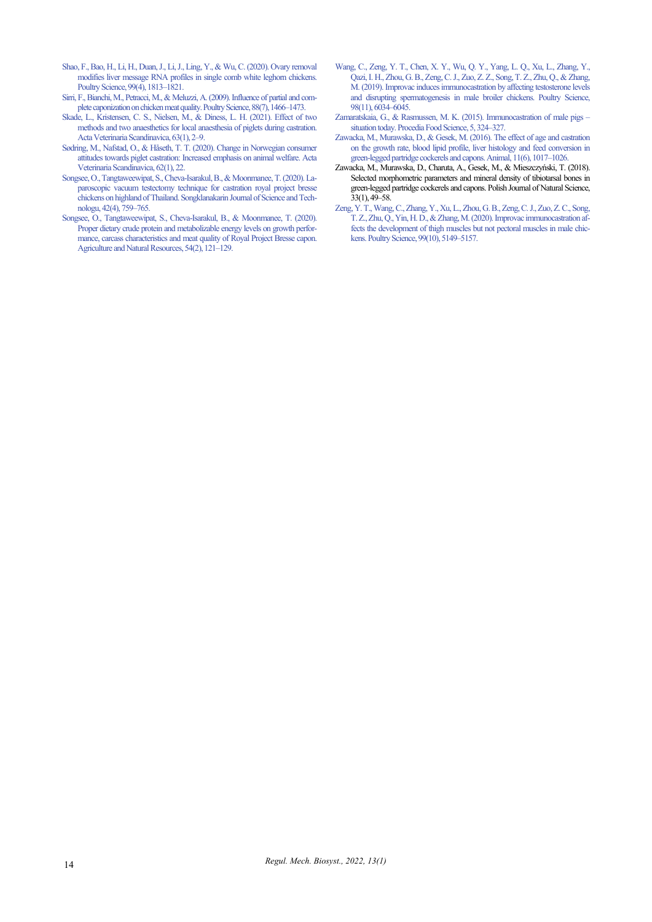Shao, F., Bao, H., Li, H., Duan, J., Li, J., Ling, Y., & Wu, C. (2020). Ovary removal modifies liver message RNA profiles in single comb white leghorn chickens. Poultry Science, 99(4), 1813–1821.

Sirri, F., Bianchi, M., Petracci, M., & Meluzzi, A. (2009). Influence of partial and complete caponization on chicken meat quality. Poultry Science, 88(7), 1466–1473.

Skade, L., Kristensen, C. S., Nielsen, M., & Diness, L. H. (2021). Effect of two methods and two anaesthetics for local anaesthesia of piglets during castration. Acta Veterinaria Scandinavica, 63(1), 2–9.

Sødring, M., Nafstad, O., & Håseth, T. T. (2020). Change in Norwegian consumer attitudes towards piglet castration: Increased emphasis on animal welfare. Acta Veterinaria Scandinavica, 62(1), 22.

Songsee, O., Tangtaweewipat, S., Cheva-Isarakul, B., & Moonmanee, T. (2020). Laparoscopic vacuum testectomy technique for castration royal project bresse chickens on highland of Thailand. Songklanakarin Journal of Science and Technologu, 42(4), 759–765.

Songsee, O., Tangtaweewipat, S., Cheva-Isarakul, B., & Moonmanee, T. (2020). Proper dietary crude protein and metabolizable energy levels on growth performance, carcass characteristics and meat quality of Royal Project Bresse capon. Agriculture and Natural Resources, 54(2), 121–129.

Wang, C., Zeng, Y. T., Chen, X. Y., Wu, Q. Y., Yang, L. Q., Xu, L., Zhang, Y., Qazi, I. H., Zhou, G. B., Zeng, C. J., Zuo, Z. Z., Song, T. Z., Zhu, Q., & Zhang, M. (2019). Improvac induces immunocastration by affecting testosterone levels and disrupting spermatogenesis in male broiler chickens. Poultry Science, 98(11), 6034–6045.

Zamaratskaia, G., & Rasmussen, M. K. (2015). Immunocastration of male pigs – situation today. Procedia Food Science, 5, 324–327.

Zawacka, M., Murawska, D., & Gesek, M. (2016). The effect of age and castration on the growth rate, blood lipid profile, liver histology and feed conversion in green-legged partridge cockerels and capons. Animal, 11(6), 1017–1026.

Zawacka, M., Murawska, D., Charuta, A., Gesek, M., & Mieszczyński, T. (2018). Selected morphometric parameters and mineral density of tibiotarsal bones in green-legged partridge cockerels and capons. Polish Journal of Natural Science, 33(1), 49–58.

Zeng, Y. T., Wang, C., Zhang, Y., Xu, L., Zhou, G. B., Zeng, C. J., Zuo, Z. C., Song, T. Z., Zhu, Q., Yin, H. D., & Zhang, M. (2020). Improvac immunocastration affects the development of thigh muscles but not pectoral muscles in male chickens. Poultry Science, 99(10), 5149–5157.